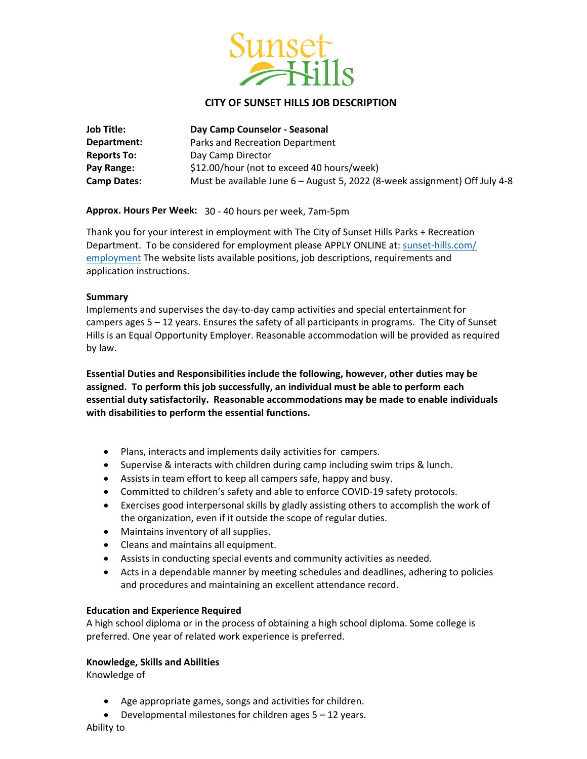Sunset Hills

# CITY OF SUNSET HILLS JOB DESCRIPTION

| | |
|---|---|
| **Job Title:** | **Day Camp Counselor - Seasonal** |
| **Department:** | Parks and Recreation Department |
| **Reports To:** | Day Camp Director |
| **Pay Range:** | $12.00/hour (not to exceed 40 hours/week) |
| **Camp Dates:** | Must be available June 6 – August 5, 2022 (8-week assignment) Off July 4-8 |

**Approx. Hours Per Week:** 30 - 40 hours per week, 7am-5pm

Thank you for your interest in employment with The City of Sunset Hills Parks + Recreation Department. To be considered for employment please APPLY ONLINE at: sunset-hills.com/employment The website lists available positions, job descriptions, requirements and application instructions.

**Summary**
Implements and supervises the day-to-day camp activities and special entertainment for campers ages 5 – 12 years. Ensures the safety of all participants in programs. The City of Sunset Hills is an Equal Opportunity Employer. Reasonable accommodation will be provided as required by law.

**Essential Duties and Responsibilities include the following, however, other duties may be assigned. To perform this job successfully, an individual must be able to perform each essential duty satisfactorily. Reasonable accommodations may be made to enable individuals with disabilities to perform the essential functions.**

- Plans, interacts and implements daily activities for campers.
- Supervise & interacts with children during camp including swim trips & lunch.
- Assists in team effort to keep all campers safe, happy and busy.
- Committed to children's safety and able to enforce COVID-19 safety protocols.
- Exercises good interpersonal skills by gladly assisting others to accomplish the work of the organization, even if it outside the scope of regular duties.
- Maintains inventory of all supplies.
- Cleans and maintains all equipment.
- Assists in conducting special events and community activities as needed.
- Acts in a dependable manner by meeting schedules and deadlines, adhering to policies and procedures and maintaining an excellent attendance record.

**Education and Experience Required**
A high school diploma or in the process of obtaining a high school diploma. Some college is preferred. One year of related work experience is preferred.

**Knowledge, Skills and Abilities**
Knowledge of

- Age appropriate games, songs and activities for children.
- Developmental milestones for children ages 5 – 12 years.

Ability to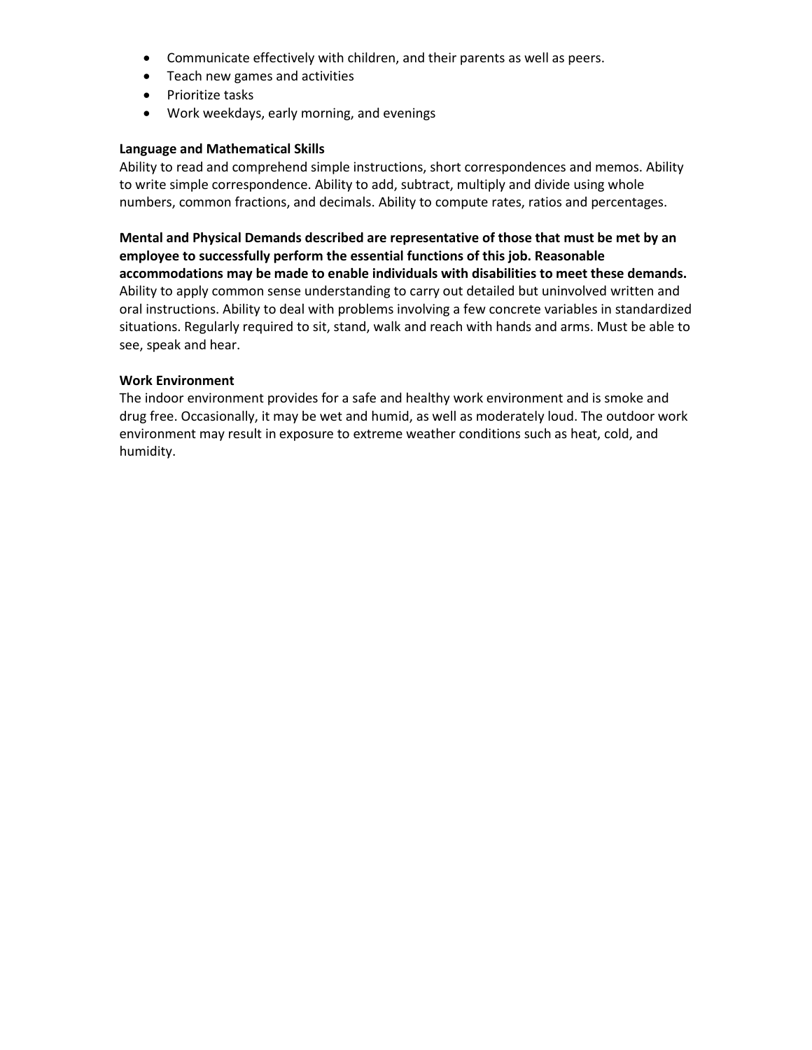- Communicate effectively with children, and their parents as well as peers.
- Teach new games and activities
- Prioritize tasks
- Work weekdays, early morning, and evenings

**Language and Mathematical Skills**

Ability to read and comprehend simple instructions, short correspondences and memos. Ability to write simple correspondence. Ability to add, subtract, multiply and divide using whole numbers, common fractions, and decimals. Ability to compute rates, ratios and percentages.

**Mental and Physical Demands described are representative of those that must be met by an employee to successfully perform the essential functions of this job. Reasonable accommodations may be made to enable individuals with disabilities to meet these demands.**

Ability to apply common sense understanding to carry out detailed but uninvolved written and oral instructions. Ability to deal with problems involving a few concrete variables in standardized situations. Regularly required to sit, stand, walk and reach with hands and arms. Must be able to see, speak and hear.

**Work Environment**

The indoor environment provides for a safe and healthy work environment and is smoke and drug free. Occasionally, it may be wet and humid, as well as moderately loud. The outdoor work environment may result in exposure to extreme weather conditions such as heat, cold, and humidity.